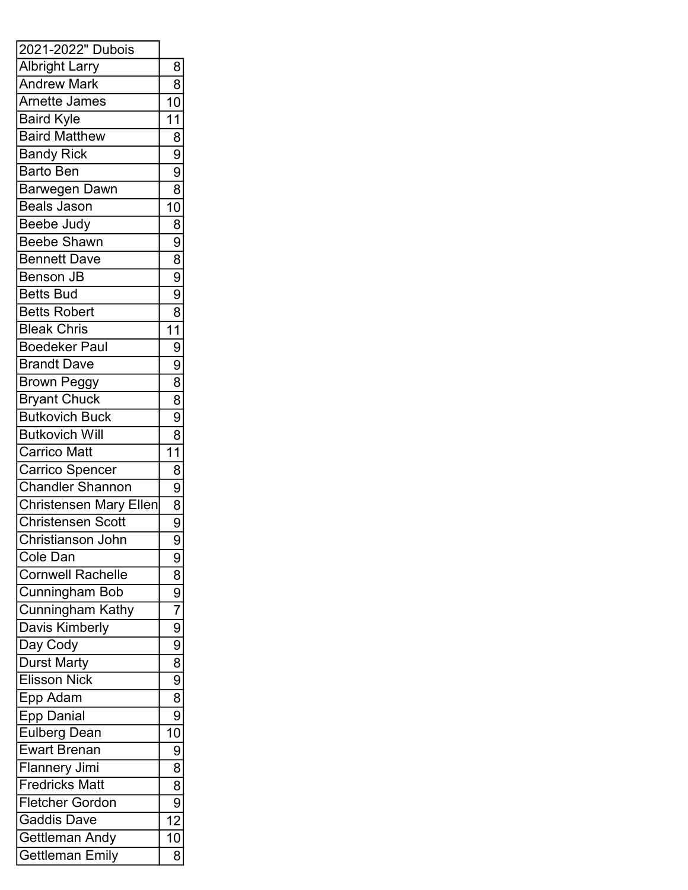| 2021-2022" Dubois | |
|---|---|
| Albright Larry | 8 |
| Andrew Mark | 8 |
| Arnette James | 10 |
| Baird Kyle | 11 |
| Baird Matthew | 8 |
| Bandy Rick | 9 |
| Barto Ben | 9 |
| Barwegen Dawn | 8 |
| Beals Jason | 10 |
| Beebe Judy | 8 |
| Beebe Shawn | 9 |
| Bennett Dave | 8 |
| Benson JB | 9 |
| Betts Bud | 9 |
| Betts Robert | 8 |
| Bleak Chris | 11 |
| Boedeker Paul | 9 |
| Brandt Dave | 9 |
| Brown Peggy | 8 |
| Bryant Chuck | 8 |
| Butkovich Buck | 9 |
| Butkovich Will | 8 |
| Carrico Matt | 11 |
| Carrico Spencer | 8 |
| Chandler Shannon | 9 |
| Christensen Mary Ellen | 8 |
| Christensen Scott | 9 |
| Christianson John | 9 |
| Cole Dan | 9 |
| Cornwell Rachelle | 8 |
| Cunningham Bob | 9 |
| Cunningham Kathy | 7 |
| Davis Kimberly | 9 |
| Day Cody | 9 |
| Durst Marty | 8 |
| Elisson Nick | 9 |
| Epp Adam | 8 |
| Epp Danial | 9 |
| Eulberg Dean | 10 |
| Ewart Brenan | 9 |
| Flannery Jimi | 8 |
| Fredricks Matt | 8 |
| Fletcher Gordon | 9 |
| Gaddis Dave | 12 |
| Gettleman Andy | 10 |
| Gettleman Emily | 8 |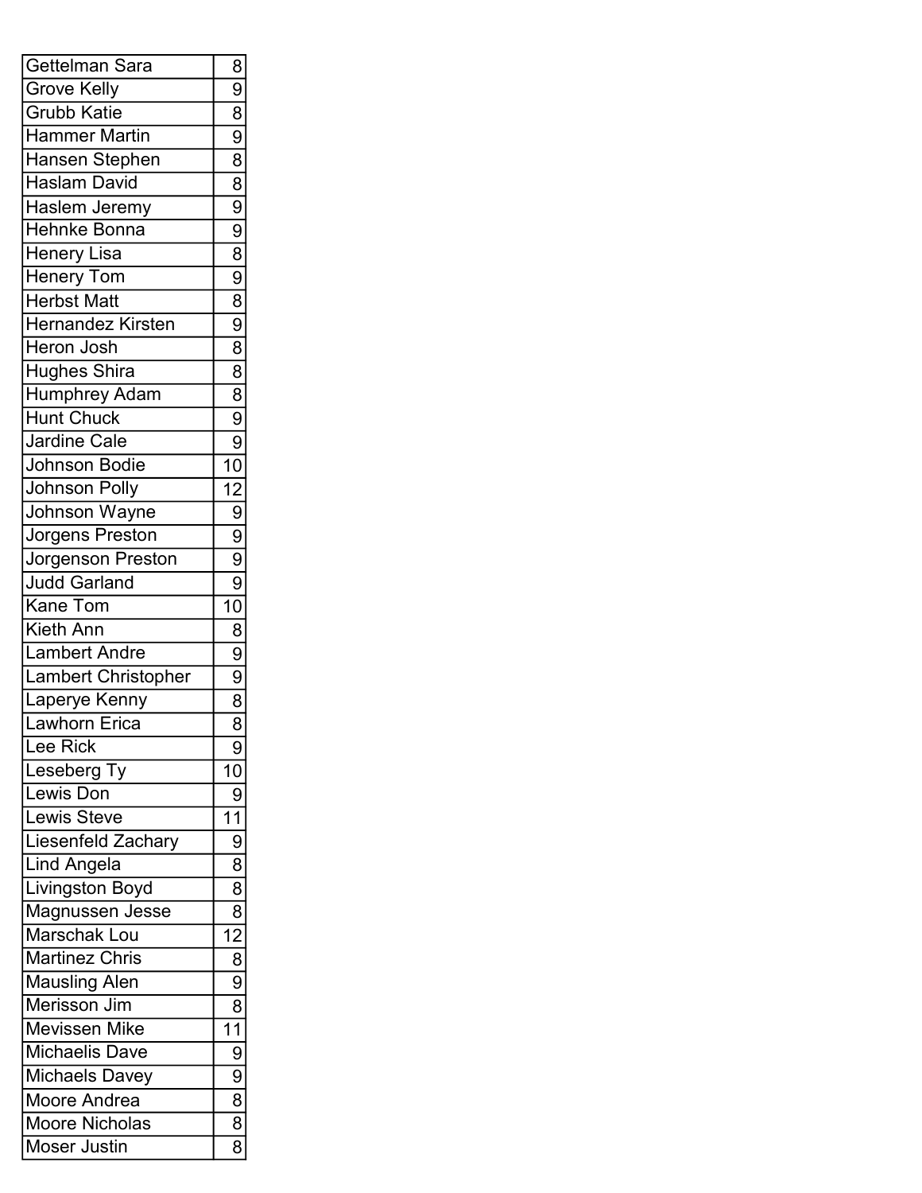| | |
|---|---|
| Gettelman Sara | 8 |
| Grove Kelly | 9 |
| Grubb Katie | 8 |
| Hammer Martin | 9 |
| Hansen Stephen | 8 |
| Haslam David | 8 |
| Haslem Jeremy | 9 |
| Hehnke Bonna | 9 |
| Henery Lisa | 8 |
| Henery Tom | 9 |
| Herbst Matt | 8 |
| Hernandez Kirsten | 9 |
| Heron Josh | 8 |
| Hughes Shira | 8 |
| Humphrey Adam | 8 |
| Hunt Chuck | 9 |
| Jardine Cale | 9 |
| Johnson Bodie | 10 |
| Johnson Polly | 12 |
| Johnson Wayne | 9 |
| Jorgens Preston | 9 |
| Jorgenson Preston | 9 |
| Judd Garland | 9 |
| Kane Tom | 10 |
| Kieth Ann | 8 |
| Lambert Andre | 9 |
| Lambert Christopher | 9 |
| Laperye Kenny | 8 |
| Lawhorn Erica | 8 |
| Lee Rick | 9 |
| Leseberg Ty | 10 |
| Lewis Don | 9 |
| Lewis Steve | 11 |
| Liesenfeld Zachary | 9 |
| Lind Angela | 8 |
| Livingston Boyd | 8 |
| Magnussen Jesse | 8 |
| Marschak Lou | 12 |
| Martinez Chris | 8 |
| Mausling Alen | 9 |
| Merisson Jim | 8 |
| Mevissen Mike | 11 |
| Michaelis Dave | 9 |
| Michaels Davey | 9 |
| Moore Andrea | 8 |
| Moore Nicholas | 8 |
| Moser Justin | 8 |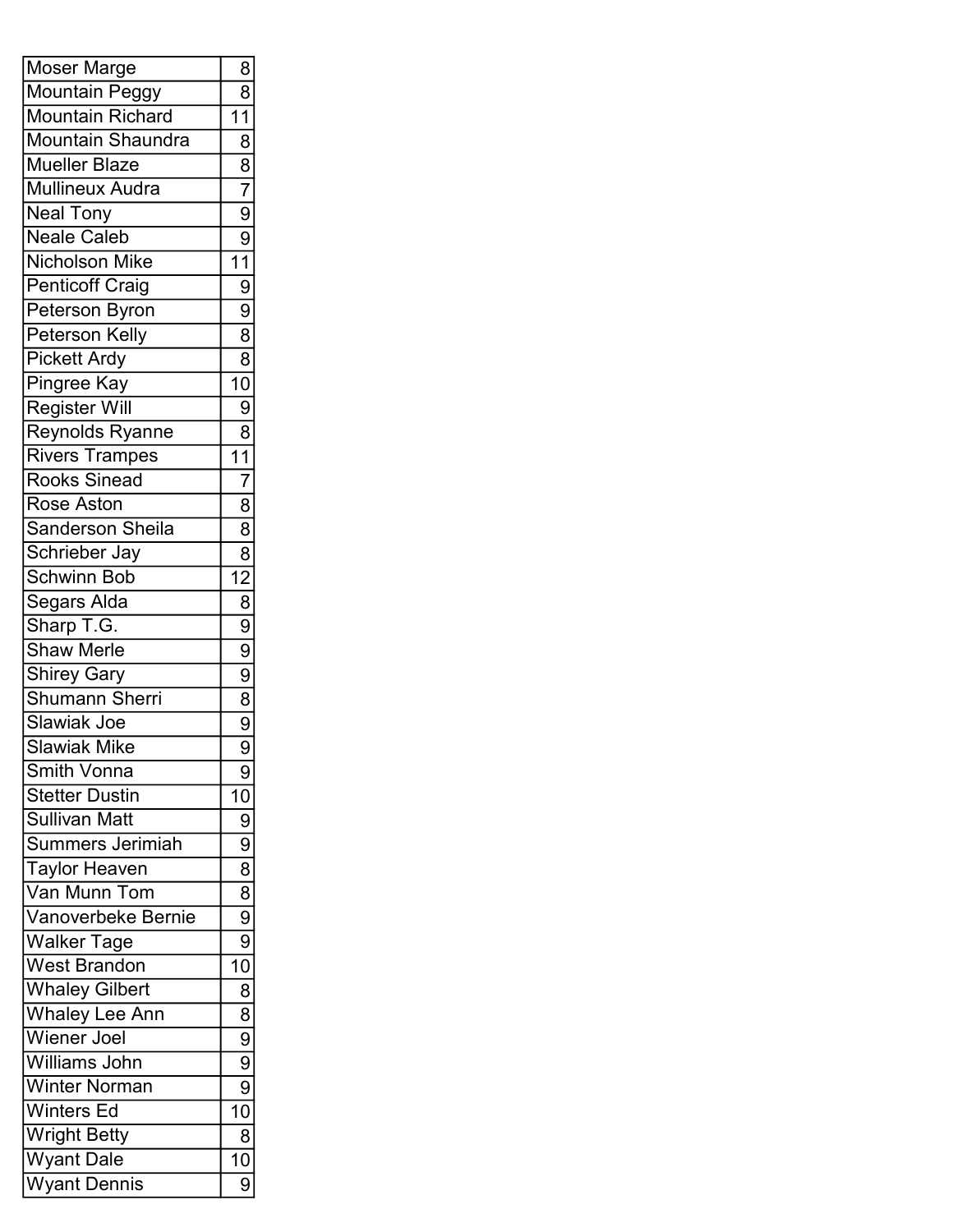| | |
|---|---|
| Moser Marge | 8 |
| Mountain Peggy | 8 |
| Mountain Richard | 11 |
| Mountain Shaundra | 8 |
| Mueller Blaze | 8 |
| Mullineux Audra | 7 |
| Neal Tony | 9 |
| Neale Caleb | 9 |
| Nicholson Mike | 11 |
| Penticoff Craig | 9 |
| Peterson Byron | 9 |
| Peterson Kelly | 8 |
| Pickett Ardy | 8 |
| Pingree Kay | 10 |
| Register Will | 9 |
| Reynolds Ryanne | 8 |
| Rivers Trampes | 11 |
| Rooks Sinead | 7 |
| Rose Aston | 8 |
| Sanderson Sheila | 8 |
| Schrieber Jay | 8 |
| Schwinn Bob | 12 |
| Segars Alda | 8 |
| Sharp T.G. | 9 |
| Shaw Merle | 9 |
| Shirey Gary | 9 |
| Shumann Sherri | 8 |
| Slawiak Joe | 9 |
| Slawiak Mike | 9 |
| Smith Vonna | 9 |
| Stetter Dustin | 10 |
| Sullivan Matt | 9 |
| Summers Jerimiah | 9 |
| Taylor Heaven | 8 |
| Van Munn Tom | 8 |
| Vanoverbeke Bernie | 9 |
| Walker Tage | 9 |
| West Brandon | 10 |
| Whaley Gilbert | 8 |
| Whaley Lee Ann | 8 |
| Wiener Joel | 9 |
| Williams John | 9 |
| Winter Norman | 9 |
| Winters Ed | 10 |
| Wright Betty | 8 |
| Wyant Dale | 10 |
| Wyant Dennis | 9 |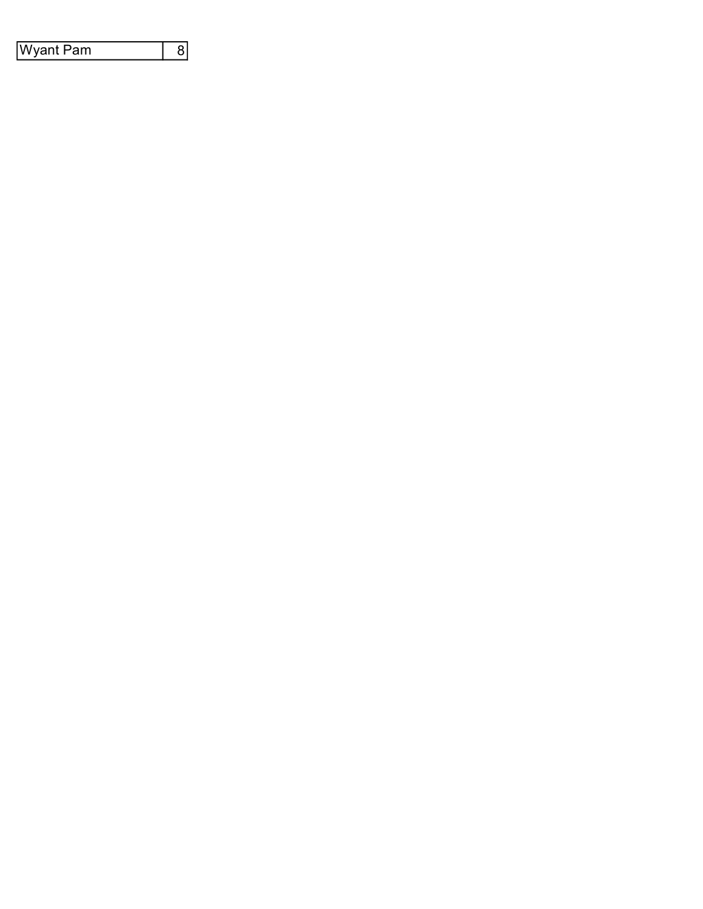| | |
|---|---|
| Wyant Pam | 8 |